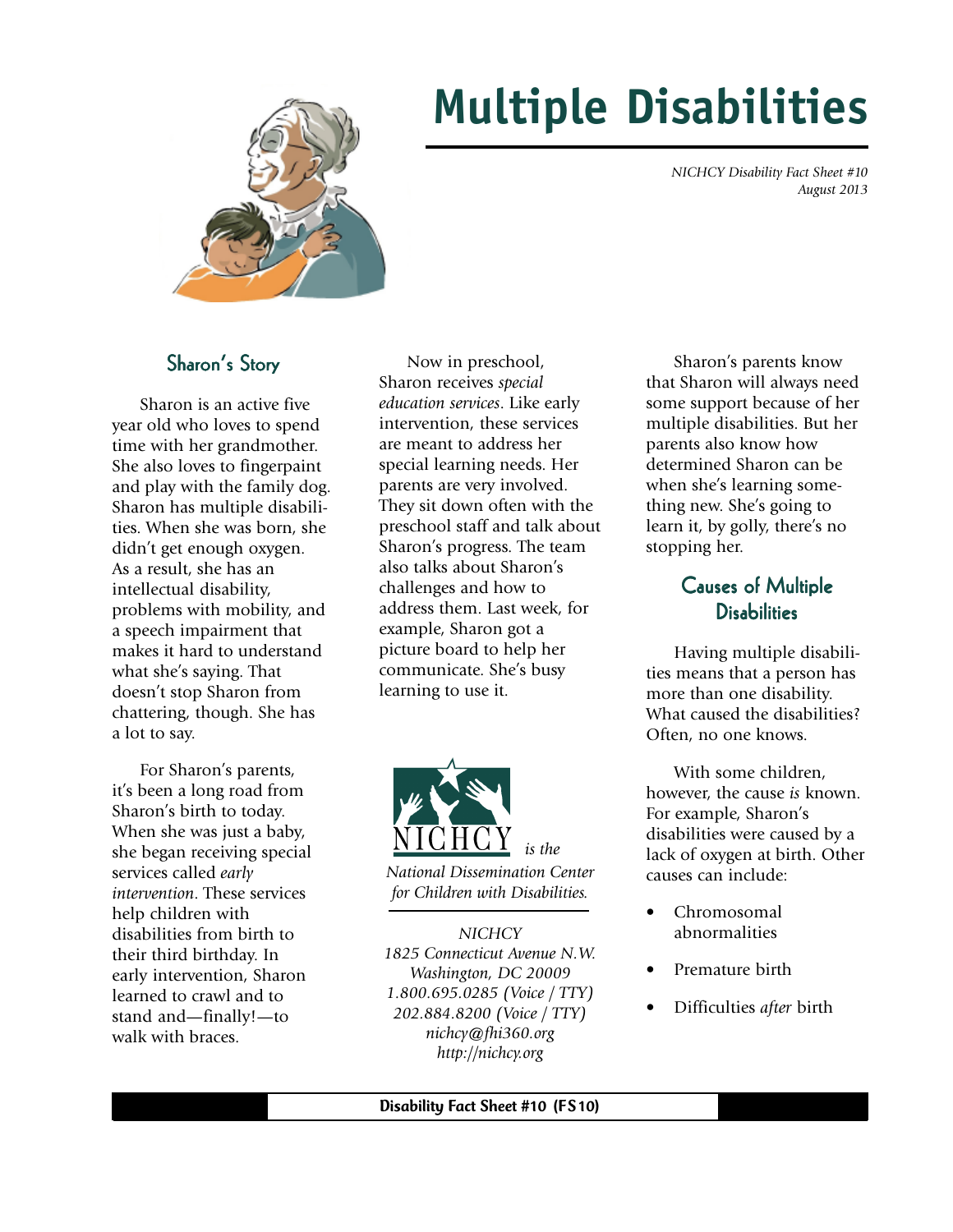# Multiple Disabilities

*NICHCY Disability Fact Sheet #10*
*August 2013*

## Sharon's Story

Sharon is an active five year old who loves to spend time with her grandmother. She also loves to fingerpaint and play with the family dog. Sharon has multiple disabilities. When she was born, she didn't get enough oxygen. As a result, she has an intellectual disability, problems with mobility, and a speech impairment that makes it hard to understand what she's saying. That doesn't stop Sharon from chattering, though. She has a lot to say.

For Sharon's parents, it's been a long road from Sharon's birth to today. When she was just a baby, she began receiving special services called *early intervention*. These services help children with disabilities from birth to their third birthday. In early intervention, Sharon learned to crawl and to stand and—finally!—to walk with braces.

Now in preschool, Sharon receives *special education services*. Like early intervention, these services are meant to address her special learning needs. Her parents are very involved. They sit down often with the preschool staff and talk about Sharon's progress. The team also talks about Sharon's challenges and how to address them. Last week, for example, Sharon got a picture board to help her communicate. She's busy learning to use it.

Sharon's parents know that Sharon will always need some support because of her multiple disabilities. But her parents also know how determined Sharon can be when she's learning something new. She's going to learn it, by golly, there's no stopping her.

## Causes of Multiple Disabilities

Having multiple disabilities means that a person has more than one disability. What caused the disabilities? Often, no one knows.

With some children, however, the cause *is* known. For example, Sharon's disabilities were caused by a lack of oxygen at birth. Other causes can include:

- Chromosomal abnormalities
- Premature birth
- Difficulties *after* birth

NICHCY *is the National Dissemination Center for Children with Disabilities.*

*NICHCY*
*1825 Connecticut Avenue N.W.*
*Washington, DC 20009*
*1.800.695.0285 (Voice / TTY)*
*202.884.8200 (Voice / TTY)*
*nichcy@fhi360.org*
*http://nichcy.org*

**Disability Fact Sheet #10 (FS10)**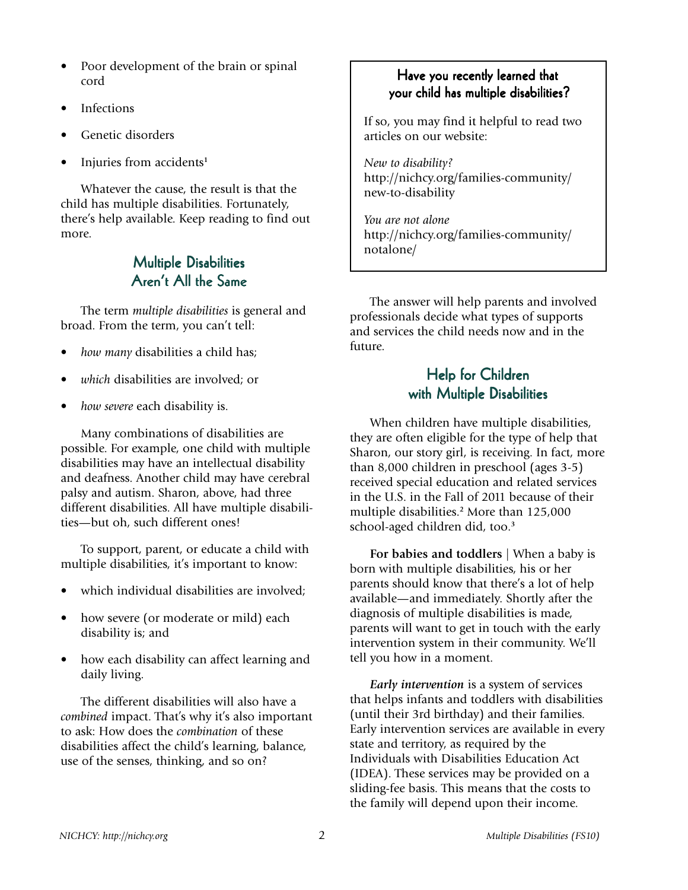- Poor development of the brain or spinal cord
- Infections
- Genetic disorders
- Injuries from accidents[1]

Whatever the cause, the result is that the child has multiple disabilities. Fortunately, there's help available. Keep reading to find out more.

## Multiple Disabilities Aren't All the Same

The term *multiple disabilities* is general and broad. From the term, you can't tell:

- *how many* disabilities a child has;
- *which* disabilities are involved; or
- *how severe* each disability is.

Many combinations of disabilities are possible. For example, one child with multiple disabilities may have an intellectual disability and deafness. Another child may have cerebral palsy and autism. Sharon, above, had three different disabilities. All have multiple disabilities—but oh, such different ones!

To support, parent, or educate a child with multiple disabilities, it's important to know:

- which individual disabilities are involved;
- how severe (or moderate or mild) each disability is; and
- how each disability can affect learning and daily living.

The different disabilities will also have a *combined* impact. That's why it's also important to ask: How does the *combination* of these disabilities affect the child's learning, balance, use of the senses, thinking, and so on?

> **Have you recently learned that your child has multiple disabilities?**
>
> If so, you may find it helpful to read two articles on our website:
>
> *New to disability?*
> http://nichcy.org/families-community/new-to-disability
>
> *You are not alone*
> http://nichcy.org/families-community/notalone/

The answer will help parents and involved professionals decide what types of supports and services the child needs now and in the future.

## Help for Children with Multiple Disabilities

When children have multiple disabilities, they are often eligible for the type of help that Sharon, our story girl, is receiving. In fact, more than 8,000 children in preschool (ages 3-5) received special education and related services in the U.S. in the Fall of 2011 because of their multiple disabilities.[2] More than 125,000 school-aged children did, too.[3]

**For babies and toddlers** | When a baby is born with multiple disabilities, his or her parents should know that there's a lot of help available—and immediately. Shortly after the diagnosis of multiple disabilities is made, parents will want to get in touch with the early intervention system in their community. We'll tell you how in a moment.

***Early intervention*** is a system of services that helps infants and toddlers with disabilities (until their 3rd birthday) and their families. Early intervention services are available in every state and territory, as required by the Individuals with Disabilities Education Act (IDEA). These services may be provided on a sliding-fee basis. This means that the costs to the family will depend upon their income.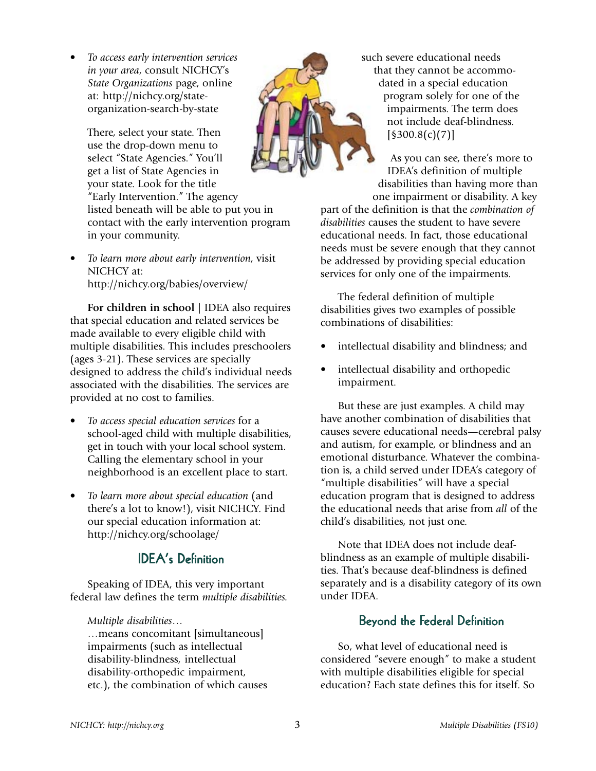- *To access early intervention services in your area,* consult NICHCY's *State Organizations* page, online at: http://nichcy.org/state-organization-search-by-state

  There, select your state. Then use the drop-down menu to select "State Agencies." You'll get a list of State Agencies in your state. Look for the title "Early Intervention." The agency listed beneath will be able to put you in contact with the early intervention program in your community.

- *To learn more about early intervention,* visit NICHCY at: http://nichcy.org/babies/overview/

**For children in school** | IDEA also requires that special education and related services be made available to every eligible child with multiple disabilities. This includes preschoolers (ages 3-21). These services are specially designed to address the child's individual needs associated with the disabilities. The services are provided at no cost to families.

- *To access special education services* for a school-aged child with multiple disabilities, get in touch with your local school system. Calling the elementary school in your neighborhood is an excellent place to start.

- *To learn more about special education* (and there's a lot to know!), visit NICHCY. Find our special education information at: http://nichcy.org/schoolage/

## IDEA's Definition

Speaking of IDEA, this very important federal law defines the term *multiple disabilities.*

> *Multiple disabilities…*
> …means concomitant [simultaneous] impairments (such as intellectual disability-blindness, intellectual disability-orthopedic impairment, etc.), the combination of which causes such severe educational needs that they cannot be accommodated in a special education program solely for one of the impairments. The term does not include deaf-blindness. [§300.8(c)(7)]

As you can see, there's more to IDEA's definition of multiple disabilities than having more than one impairment or disability. A key part of the definition is that the *combination of disabilities* causes the student to have severe educational needs. In fact, those educational needs must be severe enough that they cannot be addressed by providing special education services for only one of the impairments.

The federal definition of multiple disabilities gives two examples of possible combinations of disabilities:

- intellectual disability and blindness; and
- intellectual disability and orthopedic impairment.

But these are just examples. A child may have another combination of disabilities that causes severe educational needs—cerebral palsy and autism, for example, or blindness and an emotional disturbance. Whatever the combination is, a child served under IDEA's category of "multiple disabilities" will have a special education program that is designed to address the educational needs that arise from *all* of the child's disabilities, not just one.

Note that IDEA does not include deaf-blindness as an example of multiple disabilities. That's because deaf-blindness is defined separately and is a disability category of its own under IDEA.

## Beyond the Federal Definition

So, what level of educational need is considered "severe enough" to make a student with multiple disabilities eligible for special education? Each state defines this for itself. So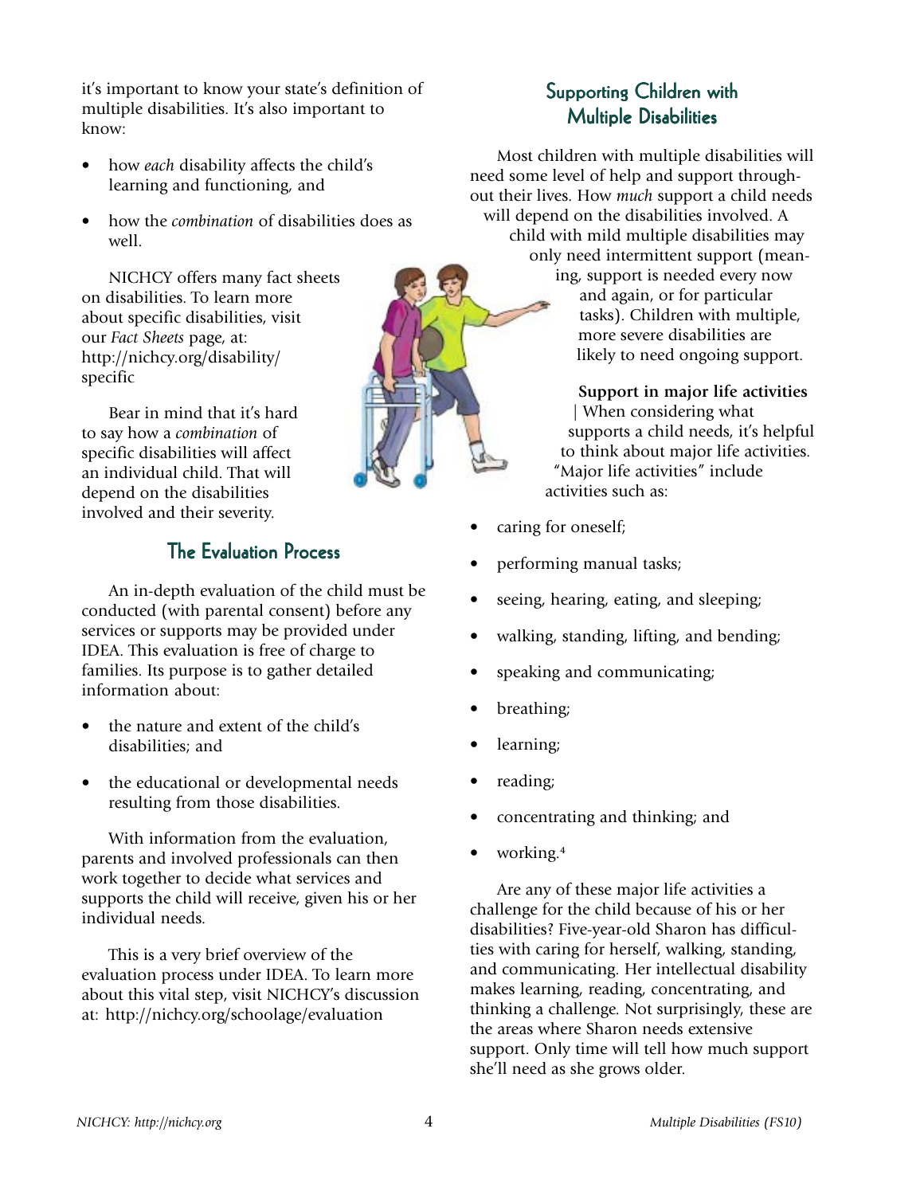it's important to know your state's definition of multiple disabilities. It's also important to know:

- how *each* disability affects the child's learning and functioning, and
- how the *combination* of disabilities does as well.

NICHCY offers many fact sheets on disabilities. To learn more about specific disabilities, visit our *Fact Sheets* page, at: http://nichcy.org/disability/specific

Bear in mind that it's hard to say how a *combination* of specific disabilities will affect an individual child. That will depend on the disabilities involved and their severity.

## The Evaluation Process

An in-depth evaluation of the child must be conducted (with parental consent) before any services or supports may be provided under IDEA. This evaluation is free of charge to families. Its purpose is to gather detailed information about:

- the nature and extent of the child's disabilities; and
- the educational or developmental needs resulting from those disabilities.

With information from the evaluation, parents and involved professionals can then work together to decide what services and supports the child will receive, given his or her individual needs.

This is a very brief overview of the evaluation process under IDEA. To learn more about this vital step, visit NICHCY's discussion at: http://nichcy.org/schoolage/evaluation

## Supporting Children with Multiple Disabilities

Most children with multiple disabilities will need some level of help and support throughout their lives. How *much* support a child needs will depend on the disabilities involved. A child with mild multiple disabilities may only need intermittent support (meaning, support is needed every now and again, or for particular tasks). Children with multiple, more severe disabilities are likely to need ongoing support.

**Support in major life activities** | When considering what supports a child needs, it's helpful to think about major life activities. "Major life activities" include activities such as:

- caring for oneself;
- performing manual tasks;
- seeing, hearing, eating, and sleeping;
- walking, standing, lifting, and bending;
- speaking and communicating;
- breathing;
- learning;
- reading;
- concentrating and thinking; and
- working.[4]

Are any of these major life activities a challenge for the child because of his or her disabilities? Five-year-old Sharon has difficulties with caring for herself, walking, standing, and communicating. Her intellectual disability makes learning, reading, concentrating, and thinking a challenge. Not surprisingly, these are the areas where Sharon needs extensive support. Only time will tell how much support she'll need as she grows older.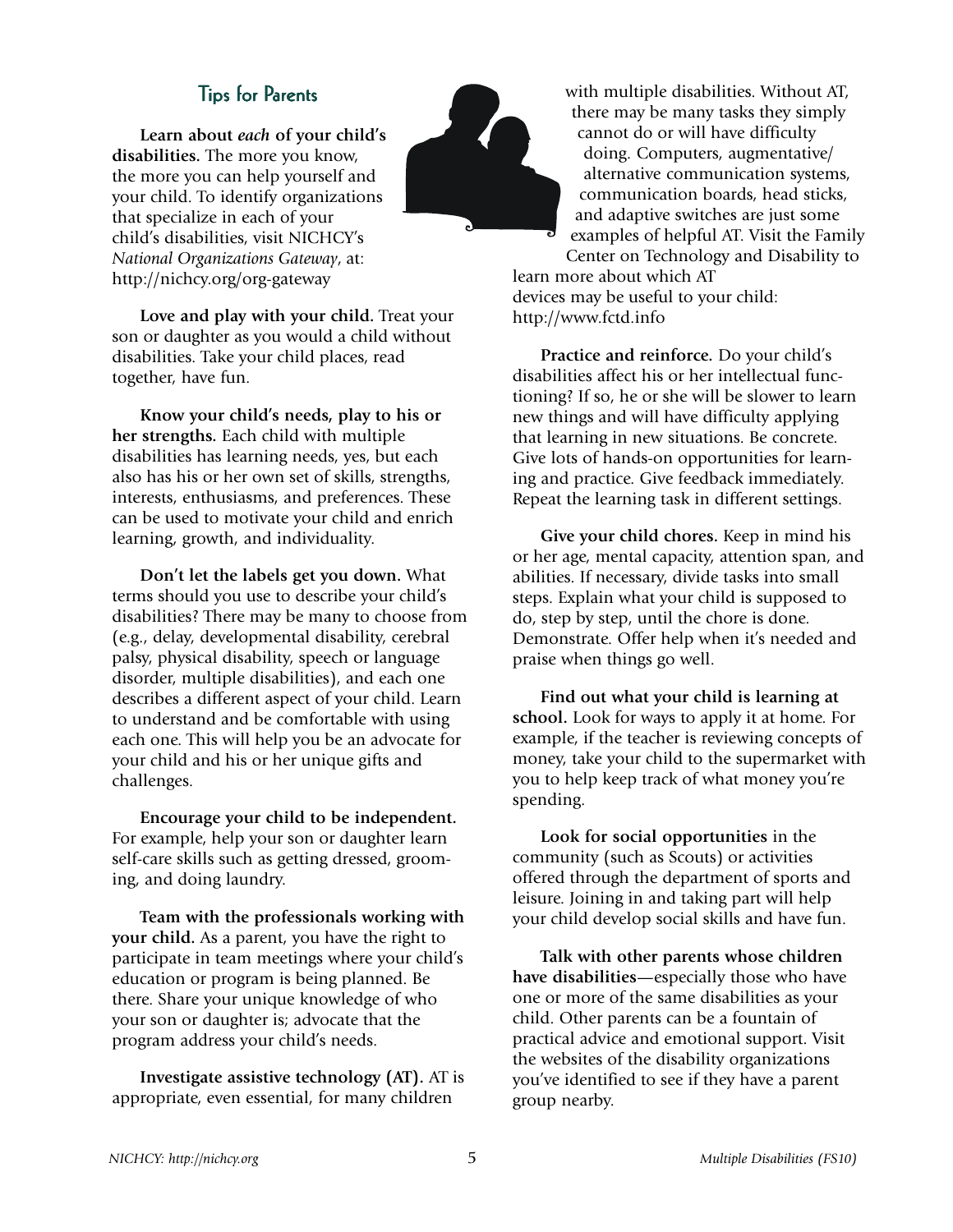## Tips for Parents

**Learn about *each* of your child's disabilities.** The more you know, the more you can help yourself and your child. To identify organizations that specialize in each of your child's disabilities, visit NICHCY's *National Organizations Gateway*, at: http://nichcy.org/org-gateway

**Love and play with your child.** Treat your son or daughter as you would a child without disabilities. Take your child places, read together, have fun.

**Know your child's needs, play to his or her strengths.** Each child with multiple disabilities has learning needs, yes, but each also has his or her own set of skills, strengths, interests, enthusiasms, and preferences. These can be used to motivate your child and enrich learning, growth, and individuality.

**Don't let the labels get you down.** What terms should you use to describe your child's disabilities? There may be many to choose from (e.g., delay, developmental disability, cerebral palsy, physical disability, speech or language disorder, multiple disabilities), and each one describes a different aspect of your child. Learn to understand and be comfortable with using each one. This will help you be an advocate for your child and his or her unique gifts and challenges.

**Encourage your child to be independent.** For example, help your son or daughter learn self-care skills such as getting dressed, grooming, and doing laundry.

**Team with the professionals working with your child.** As a parent, you have the right to participate in team meetings where your child's education or program is being planned. Be there. Share your unique knowledge of who your son or daughter is; advocate that the program address your child's needs.

**Investigate assistive technology (AT).** AT is appropriate, even essential, for many children with multiple disabilities. Without AT, there may be many tasks they simply cannot do or will have difficulty doing. Computers, augmentative/alternative communication systems, communication boards, head sticks, and adaptive switches are just some examples of helpful AT. Visit the Family Center on Technology and Disability to learn more about which AT devices may be useful to your child: http://www.fctd.info

**Practice and reinforce.** Do your child's disabilities affect his or her intellectual functioning? If so, he or she will be slower to learn new things and will have difficulty applying that learning in new situations. Be concrete. Give lots of hands-on opportunities for learning and practice. Give feedback immediately. Repeat the learning task in different settings.

**Give your child chores.** Keep in mind his or her age, mental capacity, attention span, and abilities. If necessary, divide tasks into small steps. Explain what your child is supposed to do, step by step, until the chore is done. Demonstrate. Offer help when it's needed and praise when things go well.

**Find out what your child is learning at school.** Look for ways to apply it at home. For example, if the teacher is reviewing concepts of money, take your child to the supermarket with you to help keep track of what money you're spending.

**Look for social opportunities** in the community (such as Scouts) or activities offered through the department of sports and leisure. Joining in and taking part will help your child develop social skills and have fun.

**Talk with other parents whose children have disabilities**—especially those who have one or more of the same disabilities as your child. Other parents can be a fountain of practical advice and emotional support. Visit the websites of the disability organizations you've identified to see if they have a parent group nearby.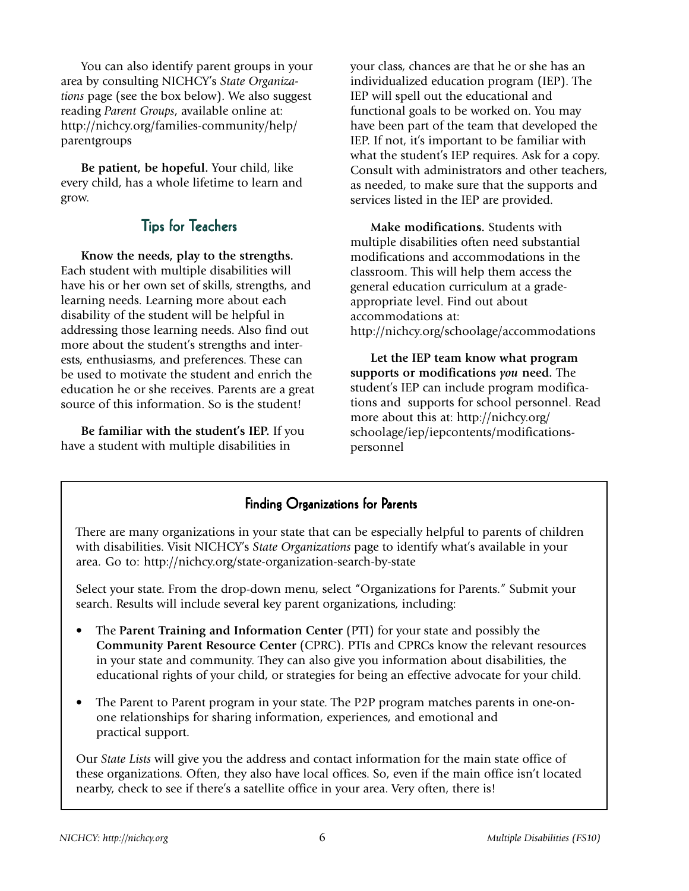You can also identify parent groups in your area by consulting NICHCY's *State Organizations* page (see the box below). We also suggest reading *Parent Groups*, available online at: http://nichcy.org/families-community/help/parentgroups

**Be patient, be hopeful.** Your child, like every child, has a whole lifetime to learn and grow.

## Tips for Teachers

**Know the needs, play to the strengths.** Each student with multiple disabilities will have his or her own set of skills, strengths, and learning needs. Learning more about each disability of the student will be helpful in addressing those learning needs. Also find out more about the student's strengths and interests, enthusiasms, and preferences. These can be used to motivate the student and enrich the education he or she receives. Parents are a great source of this information. So is the student!

**Be familiar with the student's IEP.** If you have a student with multiple disabilities in your class, chances are that he or she has an individualized education program (IEP). The IEP will spell out the educational and functional goals to be worked on. You may have been part of the team that developed the IEP. If not, it's important to be familiar with what the student's IEP requires. Ask for a copy. Consult with administrators and other teachers, as needed, to make sure that the supports and services listed in the IEP are provided.

**Make modifications.** Students with multiple disabilities often need substantial modifications and accommodations in the classroom. This will help them access the general education curriculum at a grade-appropriate level. Find out about accommodations at: http://nichcy.org/schoolage/accommodations

**Let the IEP team know what program supports or modifications *you* need.** The student's IEP can include program modifications and supports for school personnel. Read more about this at: http://nichcy.org/schoolage/iep/iepcontents/modifications-personnel

### Finding Organizations for Parents

There are many organizations in your state that can be especially helpful to parents of children with disabilities. Visit NICHCY's *State Organizations* page to identify what's available in your area. Go to: http://nichcy.org/state-organization-search-by-state

Select your state. From the drop-down menu, select "Organizations for Parents." Submit your search. Results will include several key parent organizations, including:

- The **Parent Training and Information Center** (PTI) for your state and possibly the **Community Parent Resource Center** (CPRC). PTIs and CPRCs know the relevant resources in your state and community. They can also give you information about disabilities, the educational rights of your child, or strategies for being an effective advocate for your child.
- The Parent to Parent program in your state. The P2P program matches parents in one-on-one relationships for sharing information, experiences, and emotional and practical support.

Our *State Lists* will give you the address and contact information for the main state office of these organizations. Often, they also have local offices. So, even if the main office isn't located nearby, check to see if there's a satellite office in your area. Very often, there is!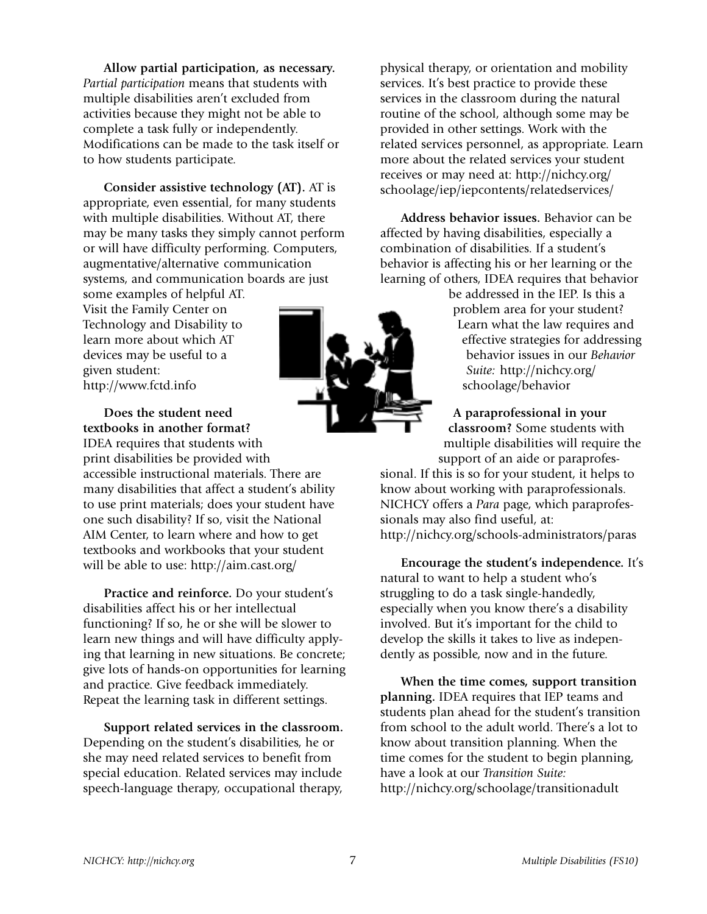**Allow partial participation, as necessary.** *Partial participation* means that students with multiple disabilities aren't excluded from activities because they might not be able to complete a task fully or independently. Modifications can be made to the task itself or to how students participate.

**Consider assistive technology (AT).** AT is appropriate, even essential, for many students with multiple disabilities. Without AT, there may be many tasks they simply cannot perform or will have difficulty performing. Computers, augmentative/alternative communication systems, and communication boards are just some examples of helpful AT. Visit the Family Center on Technology and Disability to learn more about which AT devices may be useful to a given student: http://www.fctd.info

**Does the student need textbooks in another format?** IDEA requires that students with print disabilities be provided with accessible instructional materials. There are many disabilities that affect a student's ability to use print materials; does your student have one such disability? If so, visit the National AIM Center, to learn where and how to get textbooks and workbooks that your student will be able to use: http://aim.cast.org/

**Practice and reinforce.** Do your student's disabilities affect his or her intellectual functioning? If so, he or she will be slower to learn new things and will have difficulty applying that learning in new situations. Be concrete; give lots of hands-on opportunities for learning and practice. Give feedback immediately. Repeat the learning task in different settings.

**Support related services in the classroom.** Depending on the student's disabilities, he or she may need related services to benefit from special education. Related services may include speech-language therapy, occupational therapy, physical therapy, or orientation and mobility services. It's best practice to provide these services in the classroom during the natural routine of the school, although some may be provided in other settings. Work with the related services personnel, as appropriate. Learn more about the related services your student receives or may need at: http://nichcy.org/schoolage/iep/iepcontents/relatedservices/

**Address behavior issues.** Behavior can be affected by having disabilities, especially a combination of disabilities. If a student's behavior is affecting his or her learning or the learning of others, IDEA requires that behavior be addressed in the IEP. Is this a problem area for your student? Learn what the law requires and effective strategies for addressing behavior issues in our *Behavior Suite:* http://nichcy.org/schoolage/behavior

**A paraprofessional in your classroom?** Some students with multiple disabilities will require the support of an aide or paraprofessional. If this is so for your student, it helps to know about working with paraprofessionals. NICHCY offers a *Para* page, which paraprofessionals may also find useful, at: http://nichcy.org/schools-administrators/paras

**Encourage the student's independence.** It's natural to want to help a student who's struggling to do a task single-handedly, especially when you know there's a disability involved. But it's important for the child to develop the skills it takes to live as independently as possible, now and in the future.

**When the time comes, support transition planning.** IDEA requires that IEP teams and students plan ahead for the student's transition from school to the adult world. There's a lot to know about transition planning. When the time comes for the student to begin planning, have a look at our *Transition Suite:* http://nichcy.org/schoolage/transitionadult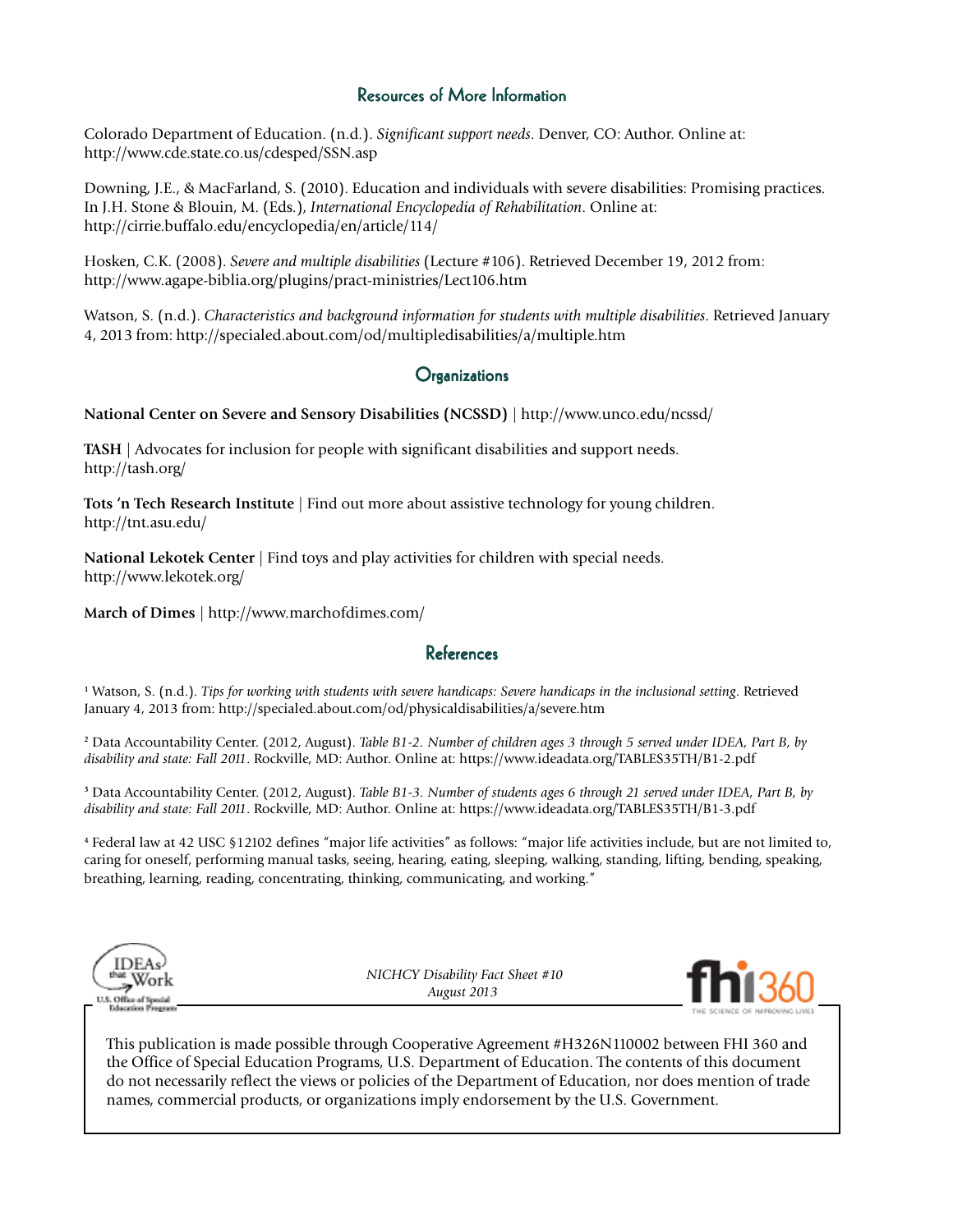## Resources of More Information

Colorado Department of Education. (n.d.). *Significant support needs*. Denver, CO: Author. Online at: http://www.cde.state.co.us/cdesped/SSN.asp

Downing, J.E., & MacFarland, S. (2010). Education and individuals with severe disabilities: Promising practices. In J.H. Stone & Blouin, M. (Eds.), *International Encyclopedia of Rehabilitation*. Online at: http://cirrie.buffalo.edu/encyclopedia/en/article/114/

Hosken, C.K. (2008). *Severe and multiple disabilities* (Lecture #106). Retrieved December 19, 2012 from: http://www.agape-biblia.org/plugins/pract-ministries/Lect106.htm

Watson, S. (n.d.). *Characteristics and background information for students with multiple disabilities*. Retrieved January 4, 2013 from: http://specialed.about.com/od/multipledisabilities/a/multiple.htm

## Organizations

**National Center on Severe and Sensory Disabilities (NCSSD)** | http://www.unco.edu/ncssd/

**TASH** | Advocates for inclusion for people with significant disabilities and support needs. http://tash.org/

**Tots 'n Tech Research Institute** | Find out more about assistive technology for young children. http://tnt.asu.edu/

**National Lekotek Center** | Find toys and play activities for children with special needs. http://www.lekotek.org/

**March of Dimes** | http://www.marchofdimes.com/

## References

[1] Watson, S. (n.d.). *Tips for working with students with severe handicaps: Severe handicaps in the inclusional setting*. Retrieved January 4, 2013 from: http://specialed.about.com/od/physicaldisabilities/a/severe.htm

[2] Data Accountability Center. (2012, August). *Table B1-2. Number of children ages 3 through 5 served under IDEA, Part B, by disability and state: Fall 2011*. Rockville, MD: Author. Online at: https://www.ideadata.org/TABLES35TH/B1-2.pdf

[3] Data Accountability Center. (2012, August). *Table B1-3. Number of students ages 6 through 21 served under IDEA, Part B, by disability and state: Fall 2011*. Rockville, MD: Author. Online at: https://www.ideadata.org/TABLES35TH/B1-3.pdf

[4] Federal law at 42 USC §12102 defines "major life activities" as follows: "major life activities include, but are not limited to, caring for oneself, performing manual tasks, seeing, hearing, eating, sleeping, walking, standing, lifting, bending, speaking, breathing, learning, reading, concentrating, thinking, communicating, and working."

*NICHCY Disability Fact Sheet #10*
*August 2013*

This publication is made possible through Cooperative Agreement #H326N110002 between FHI 360 and the Office of Special Education Programs, U.S. Department of Education. The contents of this document do not necessarily reflect the views or policies of the Department of Education, nor does mention of trade names, commercial products, or organizations imply endorsement by the U.S. Government.